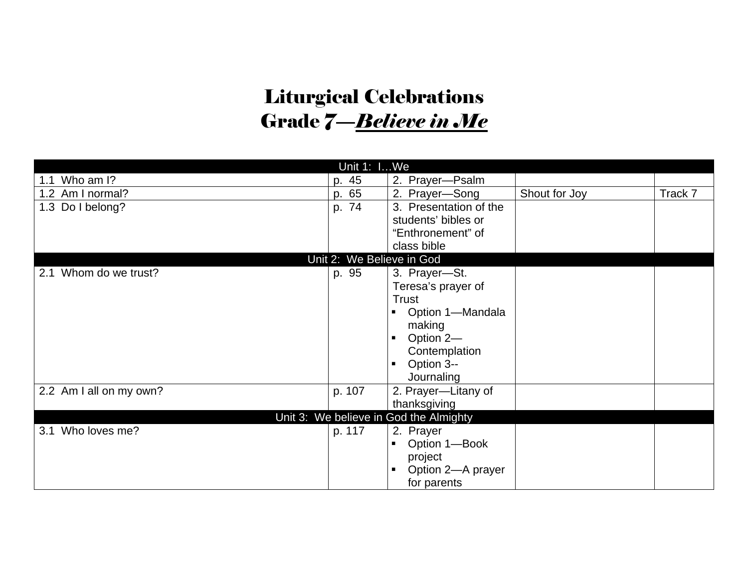# Liturgical Celebrations
# Grade *7—Believe in Me*

| Unit 1: I…We | | | | |
|---|---|---|---|---|
| 1.1 Who am I? | p. 45 | 2. Prayer—Psalm | | |
| 1.2 Am I normal? | p. 65 | 2. Prayer—Song | Shout for Joy | Track 7 |
| 1.3 Do I belong? | p. 74 | 3. Presentation of the students' bibles or "Enthronement" of class bible | | |
| **Unit 2: We Believe in God** | | | | |
| 2.1 Whom do we trust? | p. 95 | 3. Prayer—St. Teresa's prayer of Trust<br>▪ Option 1—Mandala making<br>▪ Option 2—Contemplation<br>▪ Option 3--Journaling | | |
| 2.2 Am I all on my own? | p. 107 | 2. Prayer—Litany of thanksgiving | | |
| **Unit 3: We believe in God the Almighty** | | | | |
| 3.1 Who loves me? | p. 117 | 2. Prayer<br>▪ Option 1—Book project<br>▪ Option 2—A prayer for parents | | |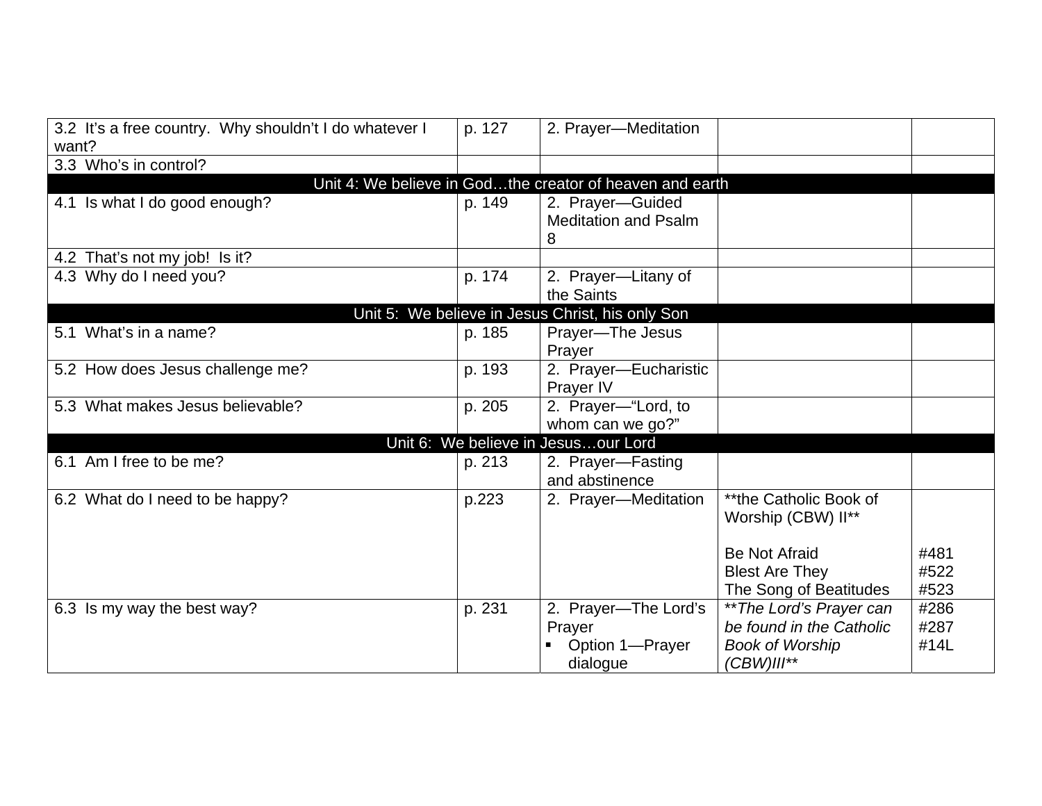| | | | | |
|---|---|---|---|---|
| 3.2 It's a free country. Why shouldn't I do whatever I want? | p. 127 | 2. Prayer—Meditation | | |
| 3.3 Who's in control? | | | | |
| **Unit 4: We believe in God…the creator of heaven and earth** | | | | |
| 4.1 Is what I do good enough? | p. 149 | 2. Prayer—Guided Meditation and Psalm 8 | | |
| 4.2 That's not my job! Is it? | | | | |
| 4.3 Why do I need you? | p. 174 | 2. Prayer—Litany of the Saints | | |
| **Unit 5: We believe in Jesus Christ, his only Son** | | | | |
| 5.1 What's in a name? | p. 185 | Prayer—The Jesus Prayer | | |
| 5.2 How does Jesus challenge me? | p. 193 | 2. Prayer—Eucharistic Prayer IV | | |
| 5.3 What makes Jesus believable? | p. 205 | 2. Prayer—"Lord, to whom can we go?" | | |
| **Unit 6: We believe in Jesus…our Lord** | | | | |
| 6.1 Am I free to be me? | p. 213 | 2. Prayer—Fasting and abstinence | | |
| 6.2 What do I need to be happy? | p.223 | 2. Prayer—Meditation | **the Catholic Book of Worship (CBW) II**<br><br>Be Not Afraid<br>Blest Are They<br>The Song of Beatitudes | <br><br><br>#481<br>#522<br>#523 |
| 6.3 Is my way the best way? | p. 231 | 2. Prayer—The Lord's Prayer<br>▪ Option 1—Prayer dialogue | ***The Lord's Prayer can be found in the Catholic Book of Worship (CBW)III*** | #286<br>#287<br>#14L |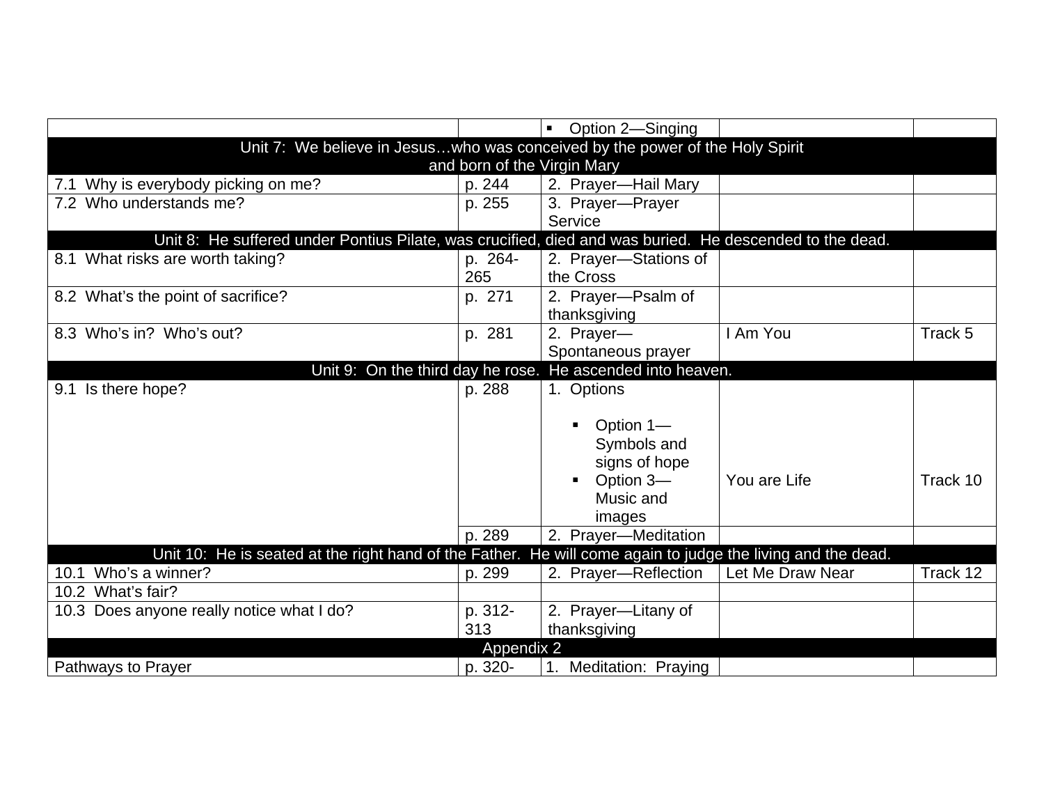| | | | | |
|---|---|---|---|---|
| | | ▪ Option 2—Singing | | |
| Unit 7: We believe in Jesus…who was conceived by the power of the Holy Spirit and born of the Virgin Mary | | | | |
| 7.1 Why is everybody picking on me? | p. 244 | 2. Prayer—Hail Mary | | |
| 7.2 Who understands me? | p. 255 | 3. Prayer—Prayer Service | | |
| Unit 8: He suffered under Pontius Pilate, was crucified, died and was buried. He descended to the dead. | | | | |
| 8.1 What risks are worth taking? | p. 264-265 | 2. Prayer—Stations of the Cross | | |
| 8.2 What's the point of sacrifice? | p. 271 | 2. Prayer—Psalm of thanksgiving | | |
| 8.3 Who's in? Who's out? | p. 281 | 2. Prayer—Spontaneous prayer | I Am You | Track 5 |
| Unit 9: On the third day he rose. He ascended into heaven. | | | | |
| 9.1 Is there hope? | p. 288 | 1. Options<br>▪ Option 1—Symbols and signs of hope<br>▪ Option 3—Music and images | You are Life | Track 10 |
| | p. 289 | 2. Prayer—Meditation | | |
| Unit 10: He is seated at the right hand of the Father. He will come again to judge the living and the dead. | | | | |
| 10.1 Who's a winner? | p. 299 | 2. Prayer—Reflection | Let Me Draw Near | Track 12 |
| 10.2 What's fair? | | | | |
| 10.3 Does anyone really notice what I do? | p. 312-313 | 2. Prayer—Litany of thanksgiving | | |
| Appendix 2 | | | | |
| Pathways to Prayer | p. 320- | 1. Meditation: Praying | | |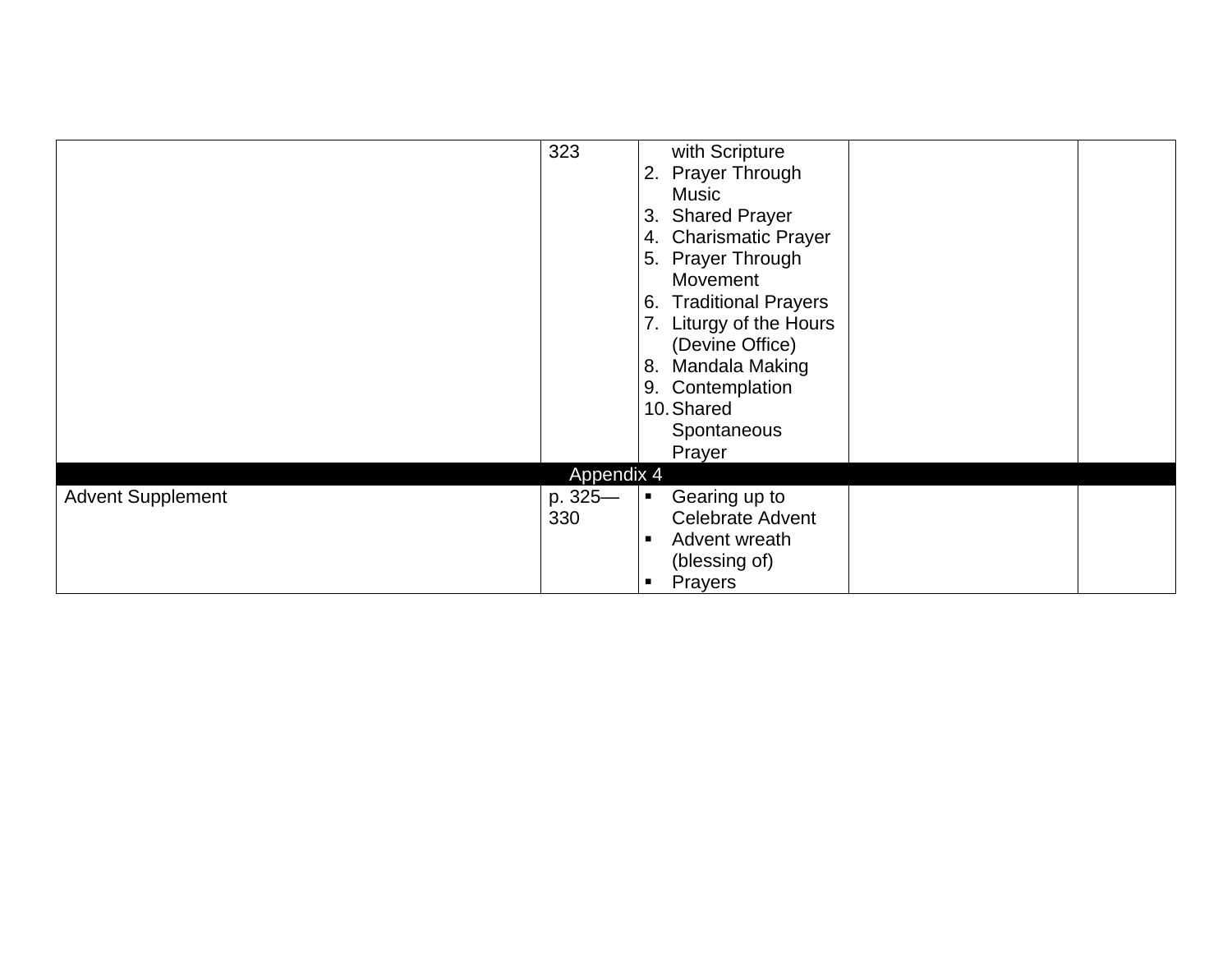| | | | | |
|---|---|---|---|---|
| | 323 | with Scripture<br>2. Prayer Through Music<br>3. Shared Prayer<br>4. Charismatic Prayer<br>5. Prayer Through Movement<br>6. Traditional Prayers<br>7. Liturgy of the Hours (Devine Office)<br>8. Mandala Making<br>9. Contemplation<br>10. Shared Spontaneous Prayer | | |
| Appendix 4 | | | | |
| Advent Supplement | p. 325—330 | ▪ Gearing up to Celebrate Advent<br>▪ Advent wreath (blessing of)<br>▪ Prayers | | |